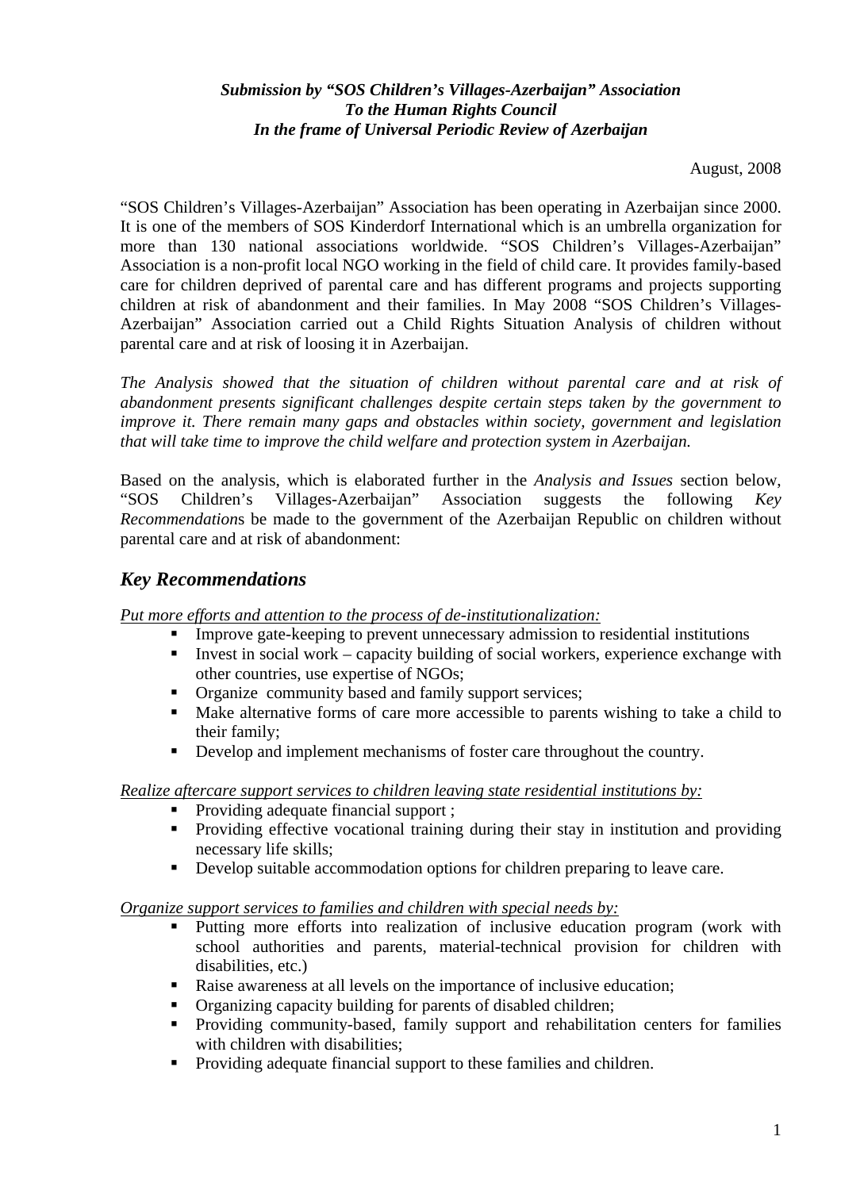***Submission by "SOS Children's Villages-Azerbaijan" Association***
***To the Human Rights Council***
***In the frame of Universal Periodic Review of Azerbaijan***

August, 2008

"SOS Children's Villages-Azerbaijan" Association has been operating in Azerbaijan since 2000. It is one of the members of SOS Kinderdorf International which is an umbrella organization for more than 130 national associations worldwide. "SOS Children's Villages-Azerbaijan" Association is a non-profit local NGO working in the field of child care. It provides family-based care for children deprived of parental care and has different programs and projects supporting children at risk of abandonment and their families. In May 2008 "SOS Children's Villages-Azerbaijan" Association carried out a Child Rights Situation Analysis of children without parental care and at risk of loosing it in Azerbaijan.

*The Analysis showed that the situation of children without parental care and at risk of abandonment presents significant challenges despite certain steps taken by the government to improve it. There remain many gaps and obstacles within society, government and legislation that will take time to improve the child welfare and protection system in Azerbaijan.*

Based on the analysis, which is elaborated further in the *Analysis and Issues* section below, "SOS Children's Villages-Azerbaijan" Association suggests the following *Key Recommendation*s be made to the government of the Azerbaijan Republic on children without parental care and at risk of abandonment:

## *Key Recommendations*

*Put more efforts and attention to the process of de-institutionalization:*

- Improve gate-keeping to prevent unnecessary admission to residential institutions
- Invest in social work – capacity building of social workers, experience exchange with other countries, use expertise of NGOs;
- Organize community based and family support services;
- Make alternative forms of care more accessible to parents wishing to take a child to their family;
- Develop and implement mechanisms of foster care throughout the country.

*Realize aftercare support services to children leaving state residential institutions by:*

- Providing adequate financial support ;
- Providing effective vocational training during their stay in institution and providing necessary life skills;
- Develop suitable accommodation options for children preparing to leave care.

*Organize support services to families and children with special needs by:*

- Putting more efforts into realization of inclusive education program (work with school authorities and parents, material-technical provision for children with disabilities, etc.)
- Raise awareness at all levels on the importance of inclusive education;
- Organizing capacity building for parents of disabled children;
- Providing community-based, family support and rehabilitation centers for families with children with disabilities;
- Providing adequate financial support to these families and children.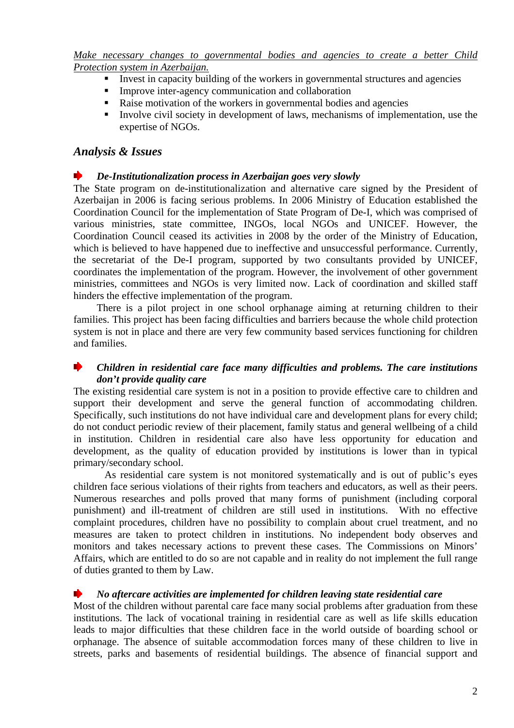*Make necessary changes to governmental bodies and agencies to create a better Child Protection system in Azerbaijan.*

- Invest in capacity building of the workers in governmental structures and agencies
- Improve inter-agency communication and collaboration
- Raise motivation of the workers in governmental bodies and agencies
- Involve civil society in development of laws, mechanisms of implementation, use the expertise of NGOs.

## *Analysis & Issues*

### *De-Institutionalization process in Azerbaijan goes very slowly*

The State program on de-institutionalization and alternative care signed by the President of Azerbaijan in 2006 is facing serious problems. In 2006 Ministry of Education established the Coordination Council for the implementation of State Program of De-I, which was comprised of various ministries, state committee, INGOs, local NGOs and UNICEF. However, the Coordination Council ceased its activities in 2008 by the order of the Ministry of Education, which is believed to have happened due to ineffective and unsuccessful performance. Currently, the secretariat of the De-I program, supported by two consultants provided by UNICEF, coordinates the implementation of the program. However, the involvement of other government ministries, committees and NGOs is very limited now. Lack of coordination and skilled staff hinders the effective implementation of the program.

There is a pilot project in one school orphanage aiming at returning children to their families. This project has been facing difficulties and barriers because the whole child protection system is not in place and there are very few community based services functioning for children and families.

### *Children in residential care face many difficulties and problems. The care institutions don't provide quality care*

The existing residential care system is not in a position to provide effective care to children and support their development and serve the general function of accommodating children. Specifically, such institutions do not have individual care and development plans for every child; do not conduct periodic review of their placement, family status and general wellbeing of a child in institution. Children in residential care also have less opportunity for education and development, as the quality of education provided by institutions is lower than in typical primary/secondary school.

As residential care system is not monitored systematically and is out of public's eyes children face serious violations of their rights from teachers and educators, as well as their peers. Numerous researches and polls proved that many forms of punishment (including corporal punishment) and ill-treatment of children are still used in institutions. With no effective complaint procedures, children have no possibility to complain about cruel treatment, and no measures are taken to protect children in institutions. No independent body observes and monitors and takes necessary actions to prevent these cases. The Commissions on Minors' Affairs, which are entitled to do so are not capable and in reality do not implement the full range of duties granted to them by Law.

### *No aftercare activities are implemented for children leaving state residential care*

Most of the children without parental care face many social problems after graduation from these institutions. The lack of vocational training in residential care as well as life skills education leads to major difficulties that these children face in the world outside of boarding school or orphanage. The absence of suitable accommodation forces many of these children to live in streets, parks and basements of residential buildings. The absence of financial support and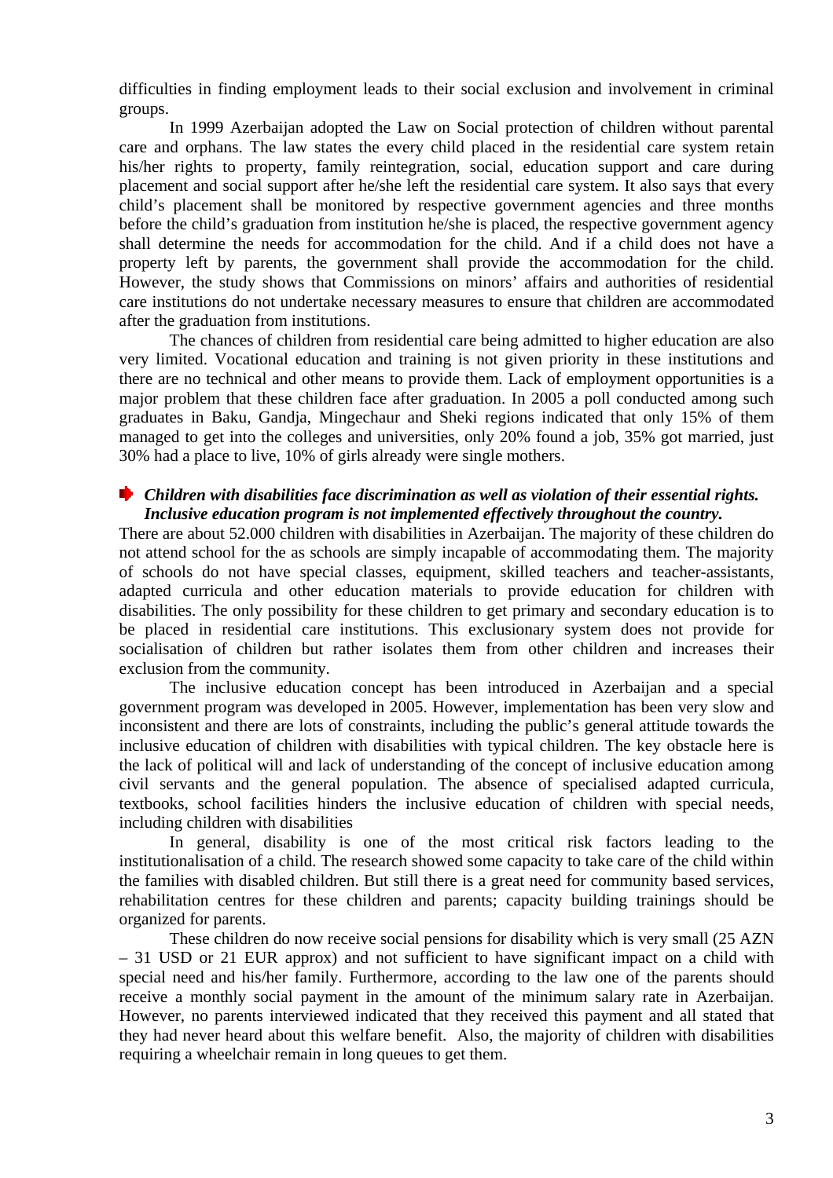difficulties in finding employment leads to their social exclusion and involvement in criminal groups.

In 1999 Azerbaijan adopted the Law on Social protection of children without parental care and orphans. The law states the every child placed in the residential care system retain his/her rights to property, family reintegration, social, education support and care during placement and social support after he/she left the residential care system. It also says that every child's placement shall be monitored by respective government agencies and three months before the child's graduation from institution he/she is placed, the respective government agency shall determine the needs for accommodation for the child. And if a child does not have a property left by parents, the government shall provide the accommodation for the child. However, the study shows that Commissions on minors' affairs and authorities of residential care institutions do not undertake necessary measures to ensure that children are accommodated after the graduation from institutions.

The chances of children from residential care being admitted to higher education are also very limited. Vocational education and training is not given priority in these institutions and there are no technical and other means to provide them. Lack of employment opportunities is a major problem that these children face after graduation. In 2005 a poll conducted among such graduates in Baku, Gandja, Mingechaur and Sheki regions indicated that only 15% of them managed to get into the colleges and universities, only 20% found a job, 35% got married, just 30% had a place to live, 10% of girls already were single mothers.

- ***Children with disabilities face discrimination as well as violation of their essential rights. Inclusive education program is not implemented effectively throughout the country.***

There are about 52.000 children with disabilities in Azerbaijan. The majority of these children do not attend school for the as schools are simply incapable of accommodating them. The majority of schools do not have special classes, equipment, skilled teachers and teacher-assistants, adapted curricula and other education materials to provide education for children with disabilities. The only possibility for these children to get primary and secondary education is to be placed in residential care institutions. This exclusionary system does not provide for socialisation of children but rather isolates them from other children and increases their exclusion from the community.

The inclusive education concept has been introduced in Azerbaijan and a special government program was developed in 2005. However, implementation has been very slow and inconsistent and there are lots of constraints, including the public's general attitude towards the inclusive education of children with disabilities with typical children. The key obstacle here is the lack of political will and lack of understanding of the concept of inclusive education among civil servants and the general population. The absence of specialised adapted curricula, textbooks, school facilities hinders the inclusive education of children with special needs, including children with disabilities

In general, disability is one of the most critical risk factors leading to the institutionalisation of a child. The research showed some capacity to take care of the child within the families with disabled children. But still there is a great need for community based services, rehabilitation centres for these children and parents; capacity building trainings should be organized for parents.

These children do now receive social pensions for disability which is very small (25 AZN – 31 USD or 21 EUR approx) and not sufficient to have significant impact on a child with special need and his/her family. Furthermore, according to the law one of the parents should receive a monthly social payment in the amount of the minimum salary rate in Azerbaijan. However, no parents interviewed indicated that they received this payment and all stated that they had never heard about this welfare benefit. Also, the majority of children with disabilities requiring a wheelchair remain in long queues to get them.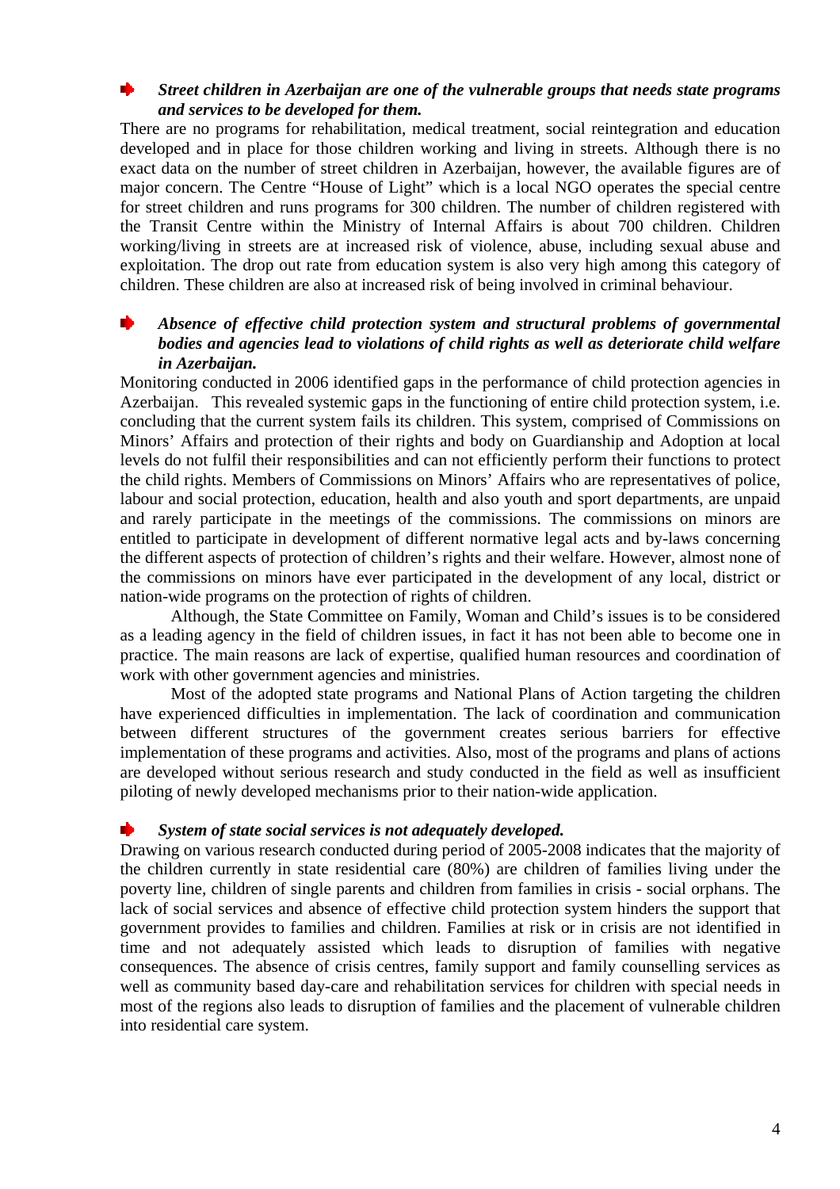- ***Street children in Azerbaijan are one of the vulnerable groups that needs state programs and services to be developed for them.***

There are no programs for rehabilitation, medical treatment, social reintegration and education developed and in place for those children working and living in streets. Although there is no exact data on the number of street children in Azerbaijan, however, the available figures are of major concern. The Centre "House of Light" which is a local NGO operates the special centre for street children and runs programs for 300 children. The number of children registered with the Transit Centre within the Ministry of Internal Affairs is about 700 children. Children working/living in streets are at increased risk of violence, abuse, including sexual abuse and exploitation. The drop out rate from education system is also very high among this category of children. These children are also at increased risk of being involved in criminal behaviour.

- ***Absence of effective child protection system and structural problems of governmental bodies and agencies lead to violations of child rights as well as deteriorate child welfare in Azerbaijan.***

Monitoring conducted in 2006 identified gaps in the performance of child protection agencies in Azerbaijan. This revealed systemic gaps in the functioning of entire child protection system, i.e. concluding that the current system fails its children. This system, comprised of Commissions on Minors' Affairs and protection of their rights and body on Guardianship and Adoption at local levels do not fulfil their responsibilities and can not efficiently perform their functions to protect the child rights. Members of Commissions on Minors' Affairs who are representatives of police, labour and social protection, education, health and also youth and sport departments, are unpaid and rarely participate in the meetings of the commissions. The commissions on minors are entitled to participate in development of different normative legal acts and by-laws concerning the different aspects of protection of children's rights and their welfare. However, almost none of the commissions on minors have ever participated in the development of any local, district or nation-wide programs on the protection of rights of children.

Although, the State Committee on Family, Woman and Child's issues is to be considered as a leading agency in the field of children issues, in fact it has not been able to become one in practice. The main reasons are lack of expertise, qualified human resources and coordination of work with other government agencies and ministries.

Most of the adopted state programs and National Plans of Action targeting the children have experienced difficulties in implementation. The lack of coordination and communication between different structures of the government creates serious barriers for effective implementation of these programs and activities. Also, most of the programs and plans of actions are developed without serious research and study conducted in the field as well as insufficient piloting of newly developed mechanisms prior to their nation-wide application.

- ***System of state social services is not adequately developed.***

Drawing on various research conducted during period of 2005-2008 indicates that the majority of the children currently in state residential care (80%) are children of families living under the poverty line, children of single parents and children from families in crisis - social orphans. The lack of social services and absence of effective child protection system hinders the support that government provides to families and children. Families at risk or in crisis are not identified in time and not adequately assisted which leads to disruption of families with negative consequences. The absence of crisis centres, family support and family counselling services as well as community based day-care and rehabilitation services for children with special needs in most of the regions also leads to disruption of families and the placement of vulnerable children into residential care system.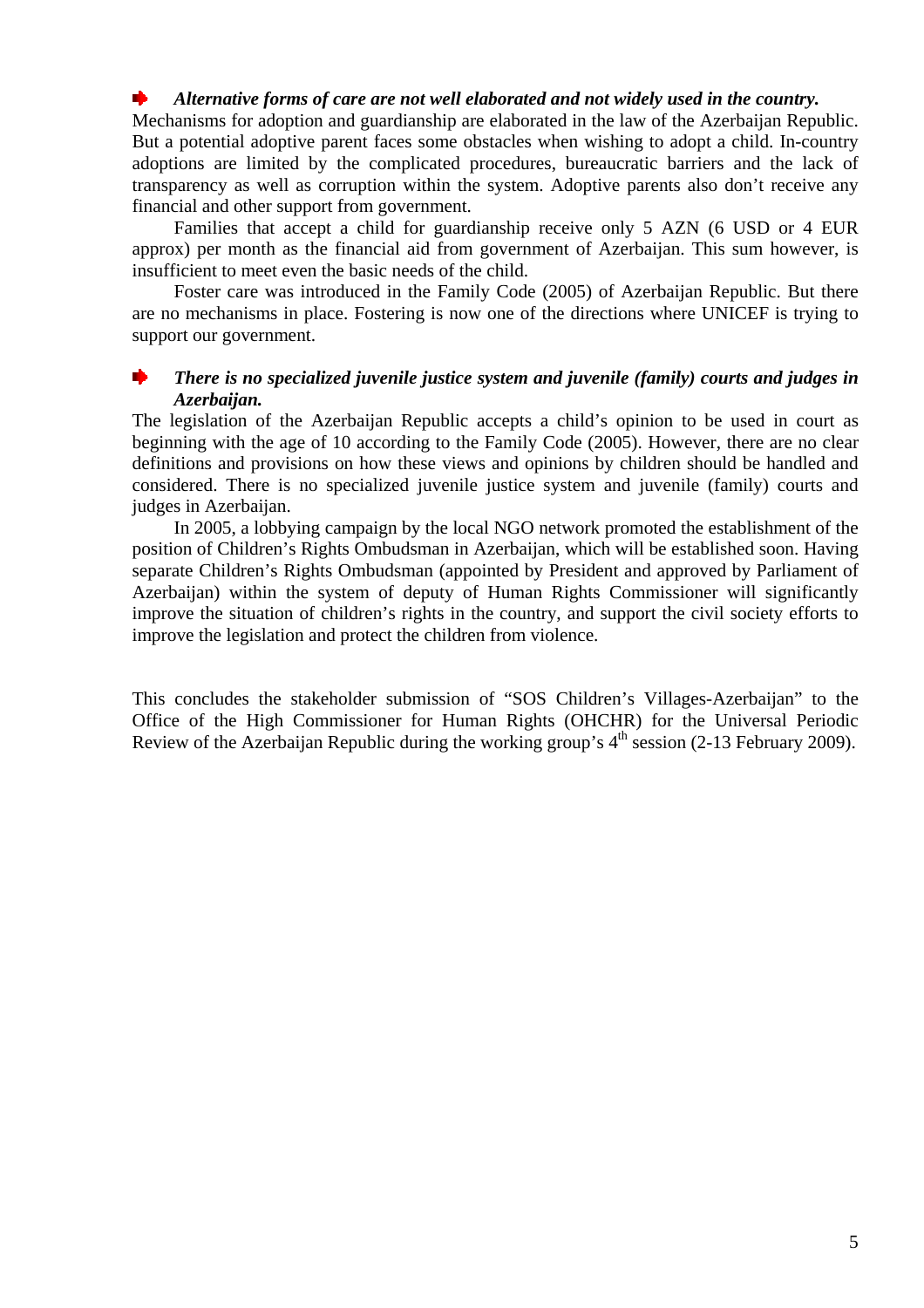- ***Alternative forms of care are not well elaborated and not widely used in the country.***

Mechanisms for adoption and guardianship are elaborated in the law of the Azerbaijan Republic. But a potential adoptive parent faces some obstacles when wishing to adopt a child. In-country adoptions are limited by the complicated procedures, bureaucratic barriers and the lack of transparency as well as corruption within the system. Adoptive parents also don't receive any financial and other support from government.

Families that accept a child for guardianship receive only 5 AZN (6 USD or 4 EUR approx) per month as the financial aid from government of Azerbaijan. This sum however, is insufficient to meet even the basic needs of the child.

Foster care was introduced in the Family Code (2005) of Azerbaijan Republic. But there are no mechanisms in place. Fostering is now one of the directions where UNICEF is trying to support our government.

- ***There is no specialized juvenile justice system and juvenile (family) courts and judges in Azerbaijan.***

The legislation of the Azerbaijan Republic accepts a child's opinion to be used in court as beginning with the age of 10 according to the Family Code (2005). However, there are no clear definitions and provisions on how these views and opinions by children should be handled and considered. There is no specialized juvenile justice system and juvenile (family) courts and judges in Azerbaijan.

In 2005, a lobbying campaign by the local NGO network promoted the establishment of the position of Children's Rights Ombudsman in Azerbaijan, which will be established soon. Having separate Children's Rights Ombudsman (appointed by President and approved by Parliament of Azerbaijan) within the system of deputy of Human Rights Commissioner will significantly improve the situation of children's rights in the country, and support the civil society efforts to improve the legislation and protect the children from violence.

This concludes the stakeholder submission of "SOS Children's Villages-Azerbaijan" to the Office of the High Commissioner for Human Rights (OHCHR) for the Universal Periodic Review of the Azerbaijan Republic during the working group's 4th session (2-13 February 2009).